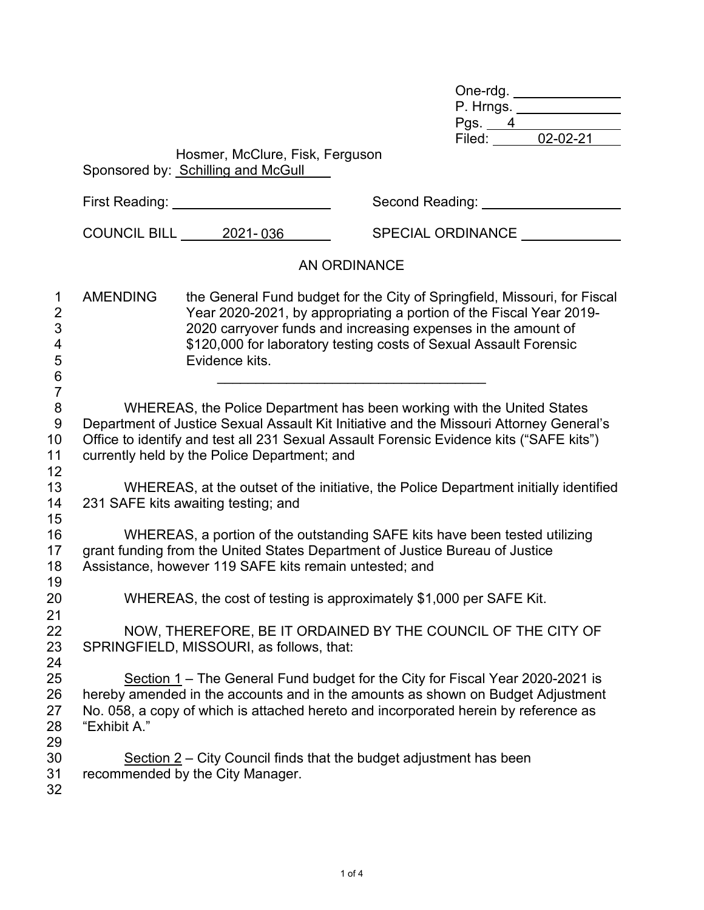One-rdg. \_\_\_\_\_\_\_\_
P. Hrngs. \_\_\_\_\_\_\_\_
Pgs. 4
Filed: 02-02-21

Hosmer, McClure, Fisk, Ferguson
Sponsored by: Schilling and McGull

First Reading: \_\_\_\_\_\_\_\_ Second Reading: \_\_\_\_\_\_\_\_

COUNCIL BILL 2021- 036 SPECIAL ORDINANCE \_\_\_\_\_\_\_\_

AN ORDINANCE

AMENDING the General Fund budget for the City of Springfield, Missouri, for Fiscal Year 2020-2021, by appropriating a portion of the Fiscal Year 2019-2020 carryover funds and increasing expenses in the amount of $120,000 for laboratory testing costs of Sexual Assault Forensic Evidence kits.

---

WHEREAS, the Police Department has been working with the United States Department of Justice Sexual Assault Kit Initiative and the Missouri Attorney General's Office to identify and test all 231 Sexual Assault Forensic Evidence kits ("SAFE kits") currently held by the Police Department; and

WHEREAS, at the outset of the initiative, the Police Department initially identified 231 SAFE kits awaiting testing; and

WHEREAS, a portion of the outstanding SAFE kits have been tested utilizing grant funding from the United States Department of Justice Bureau of Justice Assistance, however 119 SAFE kits remain untested; and

WHEREAS, the cost of testing is approximately $1,000 per SAFE Kit.

NOW, THEREFORE, BE IT ORDAINED BY THE COUNCIL OF THE CITY OF SPRINGFIELD, MISSOURI, as follows, that:

Section 1 – The General Fund budget for the City for Fiscal Year 2020-2021 is hereby amended in the accounts and in the amounts as shown on Budget Adjustment No. 058, a copy of which is attached hereto and incorporated herein by reference as "Exhibit A."

Section 2 – City Council finds that the budget adjustment has been recommended by the City Manager.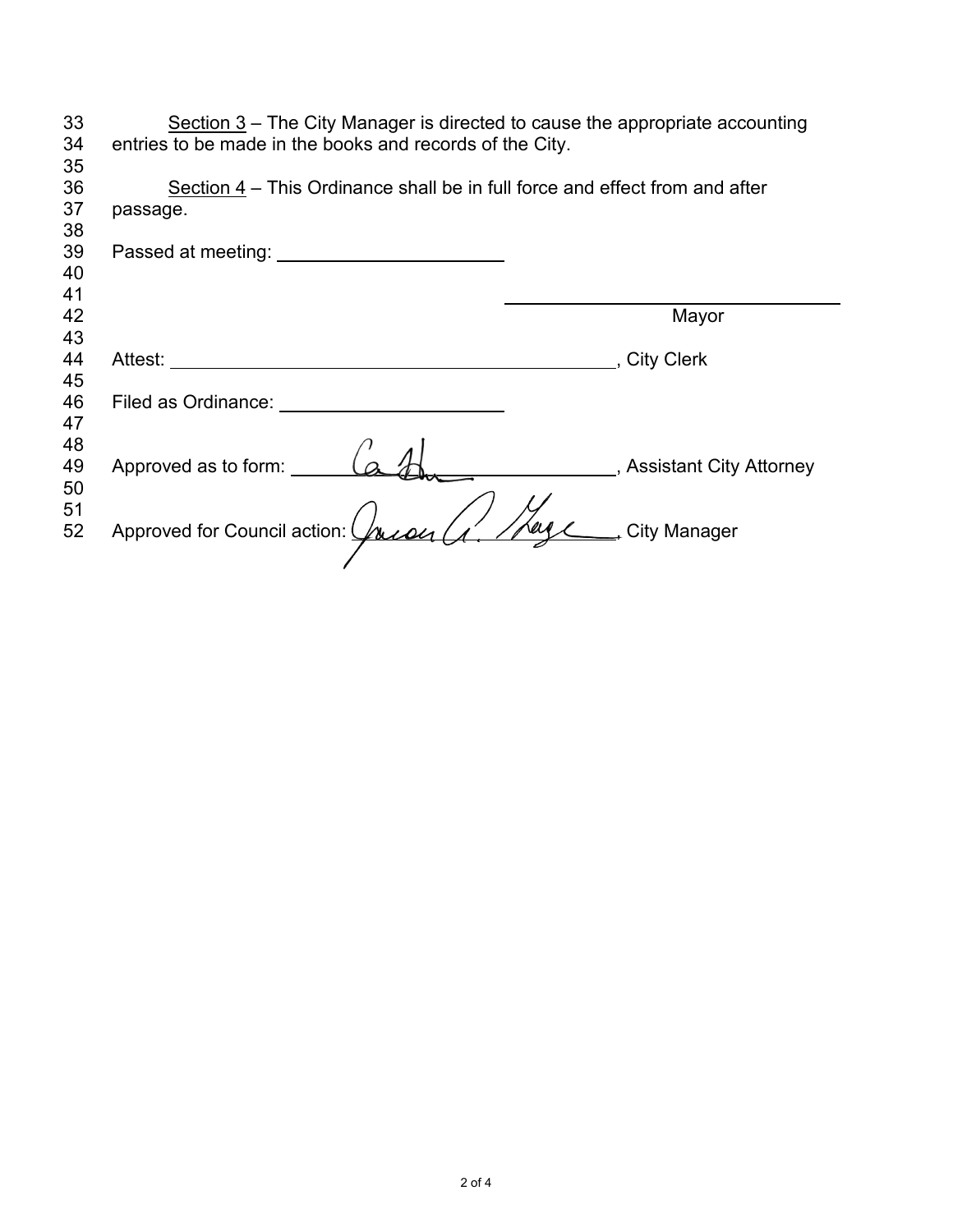Section 3 – The City Manager is directed to cause the appropriate accounting entries to be made in the books and records of the City.

Section 4 – This Ordinance shall be in full force and effect from and after passage.

Passed at meeting: ______________________

______________________________
Mayor

Attest: ______________________________________________, City Clerk

Filed as Ordinance: ______________________

Approved as to form: ______________________________, Assistant City Attorney

Approved for Council action: ______________________________, City Manager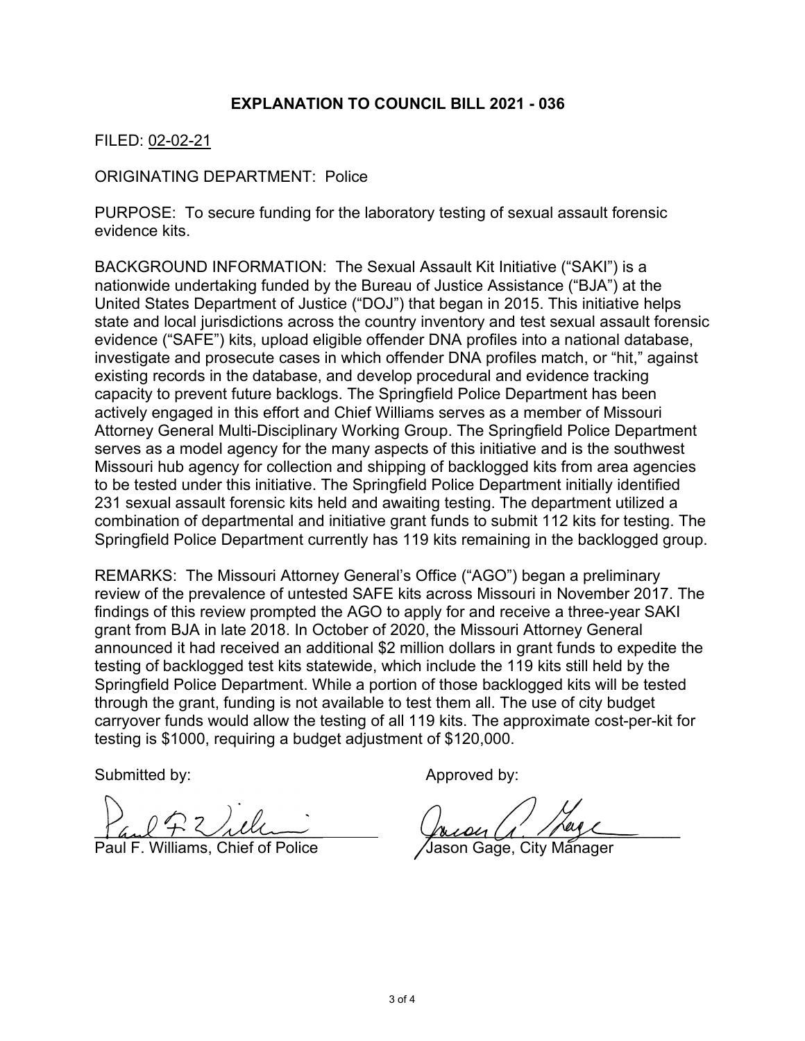## EXPLANATION TO COUNCIL BILL 2021 - 036

FILED: 02-02-21

ORIGINATING DEPARTMENT: Police

PURPOSE: To secure funding for the laboratory testing of sexual assault forensic evidence kits.

BACKGROUND INFORMATION: The Sexual Assault Kit Initiative ("SAKI") is a nationwide undertaking funded by the Bureau of Justice Assistance ("BJA") at the United States Department of Justice ("DOJ") that began in 2015. This initiative helps state and local jurisdictions across the country inventory and test sexual assault forensic evidence ("SAFE") kits, upload eligible offender DNA profiles into a national database, investigate and prosecute cases in which offender DNA profiles match, or "hit," against existing records in the database, and develop procedural and evidence tracking capacity to prevent future backlogs. The Springfield Police Department has been actively engaged in this effort and Chief Williams serves as a member of Missouri Attorney General Multi-Disciplinary Working Group. The Springfield Police Department serves as a model agency for the many aspects of this initiative and is the southwest Missouri hub agency for collection and shipping of backlogged kits from area agencies to be tested under this initiative. The Springfield Police Department initially identified 231 sexual assault forensic kits held and awaiting testing. The department utilized a combination of departmental and initiative grant funds to submit 112 kits for testing. The Springfield Police Department currently has 119 kits remaining in the backlogged group.

REMARKS: The Missouri Attorney General's Office ("AGO") began a preliminary review of the prevalence of untested SAFE kits across Missouri in November 2017. The findings of this review prompted the AGO to apply for and receive a three-year SAKI grant from BJA in late 2018. In October of 2020, the Missouri Attorney General announced it had received an additional $2 million dollars in grant funds to expedite the testing of backlogged test kits statewide, which include the 119 kits still held by the Springfield Police Department. While a portion of those backlogged kits will be tested through the grant, funding is not available to test them all. The use of city budget carryover funds would allow the testing of all 119 kits. The approximate cost-per-kit for testing is $1000, requiring a budget adjustment of $120,000.

Submitted by:

Paul F. Williams, Chief of Police

Approved by:

Jason Gage, City Manager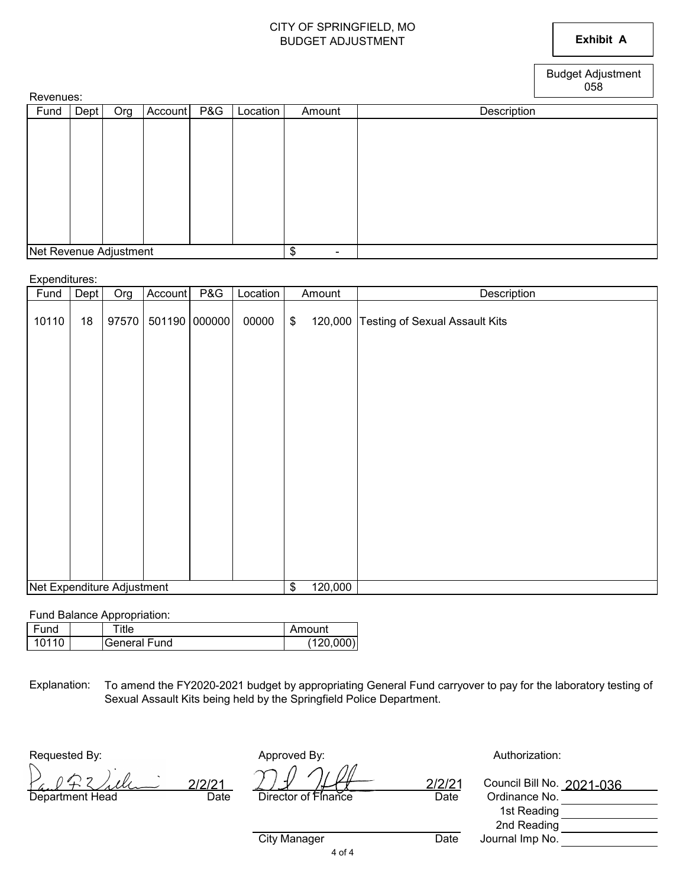CITY OF SPRINGFIELD, MO
BUDGET ADJUSTMENT

**Exhibit A**

Budget Adjustment
058

Revenues:

| Fund | Dept | Org | Account | P&G | Location | Amount | Description |
|---|---|---|---|---|---|---|---|
| | | | | | | | |
| Net Revenue Adjustment | | | | | | $ - | |

Expenditures:

| Fund | Dept | Org | Account | P&G | Location | Amount | Description |
|---|---|---|---|---|---|---|---|
| 10110 | 18 | 97570 | 501190 | 000000 | 00000 | $ 120,000 | Testing of Sexual Assault Kits |
| Net Expenditure Adjustment | | | | | | $ 120,000 | |

Fund Balance Appropriation:

| Fund | | Title | Amount |
|---|---|---|---|
| 10110 | | General Fund | (120,000) |

Explanation: To amend the FY2020-2021 budget by appropriating General Fund carryover to pay for the laboratory testing of Sexual Assault Kits being held by the Springfield Police Department.

Requested By:

[Signature] 2/2/21
Department Head Date

Approved By:

[Signature] 2/2/21
Director of Finance Date

City Manager Date

Authorization:

Council Bill No. 2021-036
Ordinance No.
1st Reading
2nd Reading
Journal Imp No.